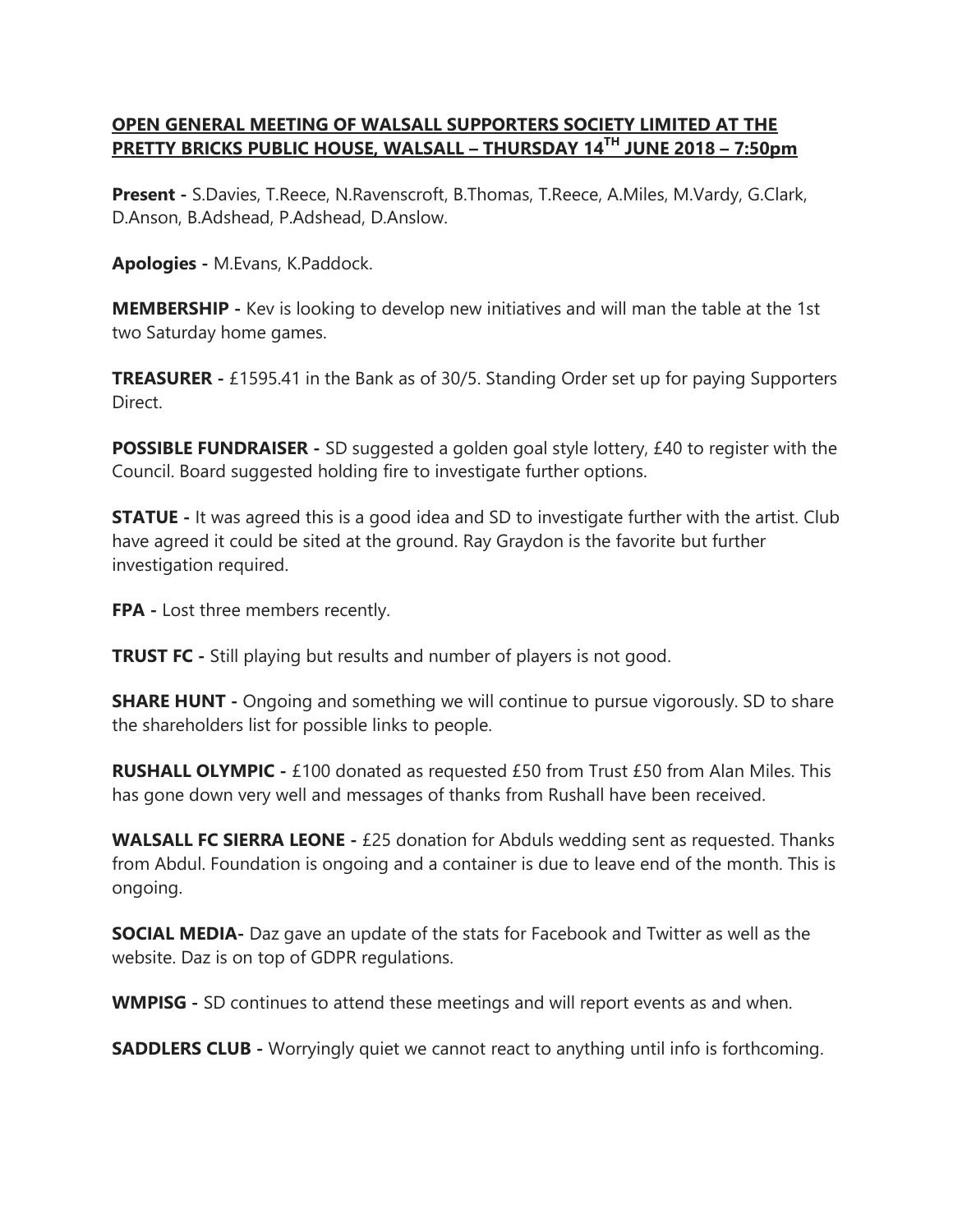**OPEN GENERAL MEETING OF WALSALL SUPPORTERS SOCIETY LIMITED AT THE PRETTY BRICKS PUBLIC HOUSE, WALSALL – THURSDAY 14TH JUNE 2018 – 7:50pm**

**Present -** S.Davies, T.Reece, N.Ravenscroft, B.Thomas, T.Reece, A.Miles, M.Vardy, G.Clark, D.Anson, B.Adshead, P.Adshead, D.Anslow.

**Apologies -** M.Evans, K.Paddock.

**MEMBERSHIP -** Kev is looking to develop new initiatives and will man the table at the 1st two Saturday home games.

**TREASURER -** £1595.41 in the Bank as of 30/5. Standing Order set up for paying Supporters Direct.

**POSSIBLE FUNDRAISER -** SD suggested a golden goal style lottery, £40 to register with the Council. Board suggested holding fire to investigate further options.

**STATUE -** It was agreed this is a good idea and SD to investigate further with the artist. Club have agreed it could be sited at the ground. Ray Graydon is the favorite but further investigation required.

**FPA -** Lost three members recently.

**TRUST FC -** Still playing but results and number of players is not good.

**SHARE HUNT -** Ongoing and something we will continue to pursue vigorously. SD to share the shareholders list for possible links to people.

**RUSHALL OLYMPIC -** £100 donated as requested £50 from Trust £50 from Alan Miles. This has gone down very well and messages of thanks from Rushall have been received.

**WALSALL FC SIERRA LEONE -** £25 donation for Abduls wedding sent as requested. Thanks from Abdul. Foundation is ongoing and a container is due to leave end of the month. This is ongoing.

**SOCIAL MEDIA-** Daz gave an update of the stats for Facebook and Twitter as well as the website. Daz is on top of GDPR regulations.

**WMPISG -** SD continues to attend these meetings and will report events as and when.

**SADDLERS CLUB -** Worryingly quiet we cannot react to anything until info is forthcoming.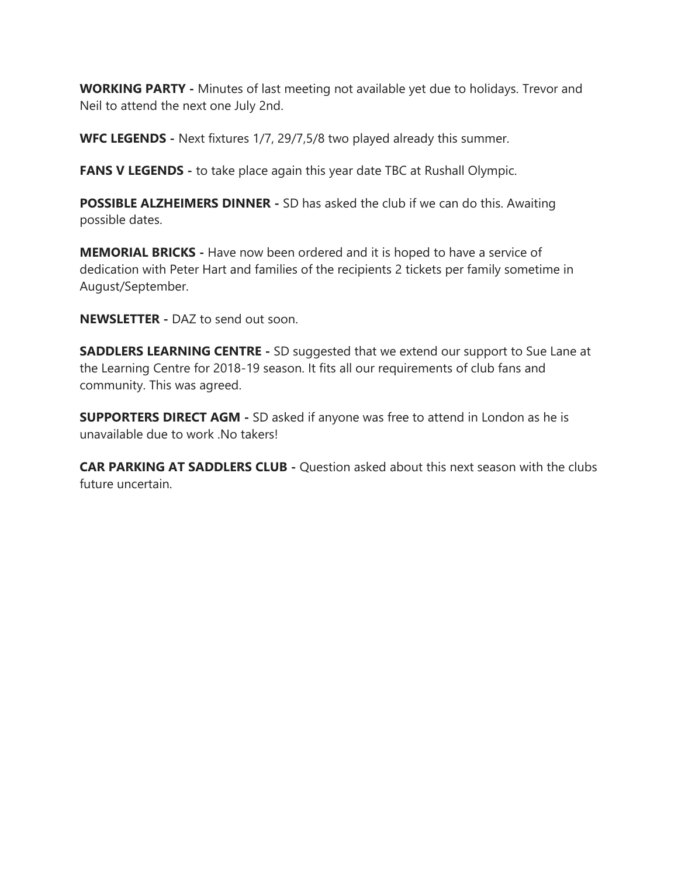**WORKING PARTY -** Minutes of last meeting not available yet due to holidays. Trevor and Neil to attend the next one July 2nd.

**WFC LEGENDS -** Next fixtures 1/7, 29/7,5/8 two played already this summer.

**FANS V LEGENDS -** to take place again this year date TBC at Rushall Olympic.

**POSSIBLE ALZHEIMERS DINNER -** SD has asked the club if we can do this. Awaiting possible dates.

**MEMORIAL BRICKS -** Have now been ordered and it is hoped to have a service of dedication with Peter Hart and families of the recipients 2 tickets per family sometime in August/September.

**NEWSLETTER -** DAZ to send out soon.

**SADDLERS LEARNING CENTRE -** SD suggested that we extend our support to Sue Lane at the Learning Centre for 2018-19 season. It fits all our requirements of club fans and community. This was agreed.

**SUPPORTERS DIRECT AGM -** SD asked if anyone was free to attend in London as he is unavailable due to work .No takers!

**CAR PARKING AT SADDLERS CLUB -** Question asked about this next season with the clubs future uncertain.